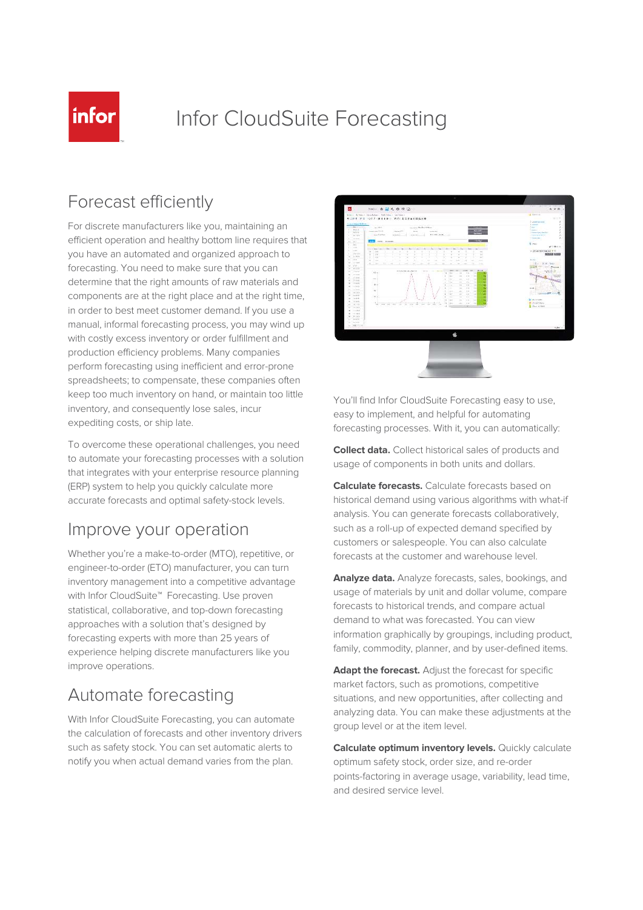# Infor CloudSuite Forecasting

## Forecast efficiently

For discrete manufacturers like you, maintaining an efficient operation and healthy bottom line requires that you have an automated and organized approach to forecasting. You need to make sure that you can determine that the right amounts of raw materials and components are at the right place and at the right time, in order to best meet customer demand. If you use a manual, informal forecasting process, you may wind up with costly excess inventory or order fulfillment and production efficiency problems. Many companies perform forecasting using inefficient and error-prone spreadsheets; to compensate, these companies often keep too much inventory on hand, or maintain too little inventory, and consequently lose sales, incur expediting costs, or ship late.

To overcome these operational challenges, you need to automate your forecasting processes with a solution that integrates with your enterprise resource planning (ERP) system to help you quickly calculate more accurate forecasts and optimal safety-stock levels.

## Improve your operation

Whether you're a make-to-order (MTO), repetitive, or engineer-to-order (ETO) manufacturer, you can turn inventory management into a competitive advantage with Infor CloudSuite™ Forecasting. Use proven statistical, collaborative, and top-down forecasting approaches with a solution that's designed by forecasting experts with more than 25 years of experience helping discrete manufacturers like you improve operations.

## Automate forecasting

With Infor CloudSuite Forecasting, you can automate the calculation of forecasts and other inventory drivers such as safety stock. You can set automatic alerts to notify you when actual demand varies from the plan.

You'll find Infor CloudSuite Forecasting easy to use, easy to implement, and helpful for automating forecasting processes. With it, you can automatically:

**Collect data.** Collect historical sales of products and usage of components in both units and dollars.

**Calculate forecasts.** Calculate forecasts based on historical demand using various algorithms with what-if analysis. You can generate forecasts collaboratively, such as a roll-up of expected demand specified by customers or salespeople. You can also calculate forecasts at the customer and warehouse level.

**Analyze data.** Analyze forecasts, sales, bookings, and usage of materials by unit and dollar volume, compare forecasts to historical trends, and compare actual demand to what was forecasted. You can view information graphically by groupings, including product, family, commodity, planner, and by user-defined items.

**Adapt the forecast.** Adjust the forecast for specific market factors, such as promotions, competitive situations, and new opportunities, after collecting and analyzing data. You can make these adjustments at the group level or at the item level.

**Calculate optimum inventory levels.** Quickly calculate optimum safety stock, order size, and re-order points-factoring in average usage, variability, lead time, and desired service level.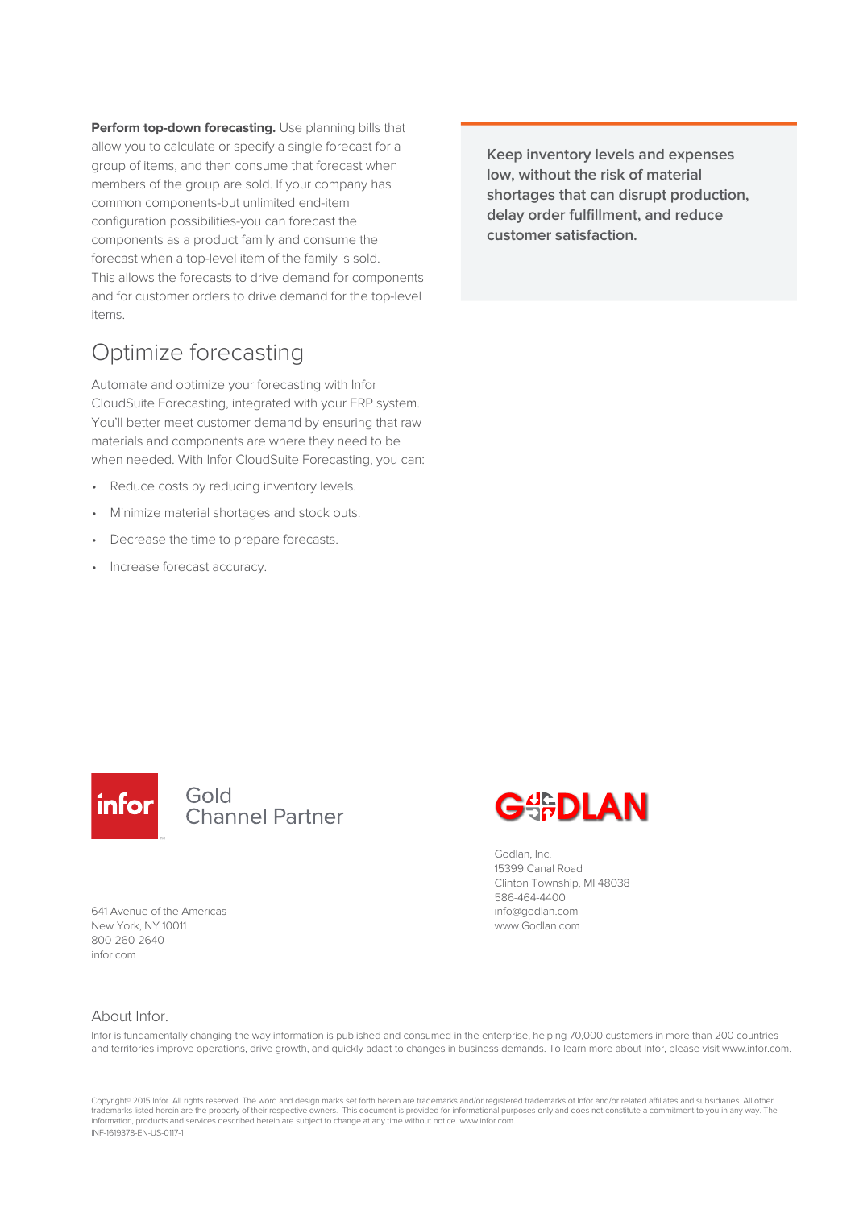**Perform top-down forecasting.** Use planning bills that allow you to calculate or specify a single forecast for a group of items, and then consume that forecast when members of the group are sold. If your company has common components-but unlimited end-item configuration possibilities-you can forecast the components as a product family and consume the forecast when a top-level item of the family is sold. This allows the forecasts to drive demand for components and for customer orders to drive demand for the top-level items.

## Optimize forecasting

Automate and optimize your forecasting with Infor CloudSuite Forecasting, integrated with your ERP system. You'll better meet customer demand by ensuring that raw materials and components are where they need to be when needed. With Infor CloudSuite Forecasting, you can:

- Reduce costs by reducing inventory levels.
- Minimize material shortages and stock outs.
- Decrease the time to prepare forecasts.
- Increase forecast accuracy.

**Keep inventory levels and expenses low, without the risk of material shortages that can disrupt production, delay order fulfillment, and reduce customer satisfaction.**

infor

Gold
Channel Partner

641 Avenue of the Americas
New York, NY 10011
800-260-2640
infor.com

GODLAN

Godlan, Inc.
15399 Canal Road
Clinton Township, MI 48038
586-464-4400
info@godlan.com
www.Godlan.com

About Infor.

Infor is fundamentally changing the way information is published and consumed in the enterprise, helping 70,000 customers in more than 200 countries and territories improve operations, drive growth, and quickly adapt to changes in business demands. To learn more about Infor, please visit www.infor.com.

Copyright© 2015 Infor. All rights reserved. The word and design marks set forth herein are trademarks and/or registered trademarks of Infor and/or related affiliates and subsidiaries. All other trademarks listed herein are the property of their respective owners. This document is provided for informational purposes only and does not constitute a commitment to you in any way. The information, products and services described herein are subject to change at any time without notice. www.infor.com.
INF-1619378-EN-US-0117-1